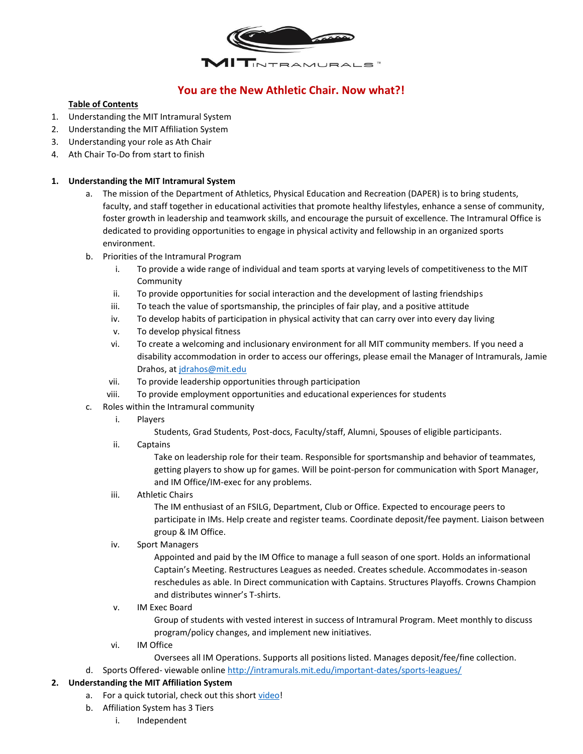# You are the New Athletic Chair. Now what?!

**Table of Contents**

1. Understanding the MIT Intramural System
2. Understanding the MIT Affiliation System
3. Understanding your role as Ath Chair
4. Ath Chair To-Do from start to finish

## 1. Understanding the MIT Intramural System

a. The mission of the Department of Athletics, Physical Education and Recreation (DAPER) is to bring students, faculty, and staff together in educational activities that promote healthy lifestyles, enhance a sense of community, foster growth in leadership and teamwork skills, and encourage the pursuit of excellence. The Intramural Office is dedicated to providing opportunities to engage in physical activity and fellowship in an organized sports environment.

b. Priorities of the Intramural Program
   - i. To provide a wide range of individual and team sports at varying levels of competitiveness to the MIT Community
   - ii. To provide opportunities for social interaction and the development of lasting friendships
   - iii. To teach the value of sportsmanship, the principles of fair play, and a positive attitude
   - iv. To develop habits of participation in physical activity that can carry over into every day living
   - v. To develop physical fitness
   - vi. To create a welcoming and inclusionary environment for all MIT community members. If you need a disability accommodation in order to access our offerings, please email the Manager of Intramurals, Jamie Drahos, at [jdrahos@mit.edu](mailto:jdrahos@mit.edu)
   - vii. To provide leadership opportunities through participation
   - viii. To provide employment opportunities and educational experiences for students

c. Roles within the Intramural community
   - i. Players

     Students, Grad Students, Post-docs, Faculty/staff, Alumni, Spouses of eligible participants.
   - ii. Captains

     Take on leadership role for their team. Responsible for sportsmanship and behavior of teammates, getting players to show up for games. Will be point-person for communication with Sport Manager, and IM Office/IM-exec for any problems.
   - iii. Athletic Chairs

     The IM enthusiast of an FSILG, Department, Club or Office. Expected to encourage peers to participate in IMs. Help create and register teams. Coordinate deposit/fee payment. Liaison between group & IM Office.
   - iv. Sport Managers

     Appointed and paid by the IM Office to manage a full season of one sport. Holds an informational Captain's Meeting. Restructures Leagues as needed. Creates schedule. Accommodates in-season reschedules as able. In Direct communication with Captains. Structures Playoffs. Crowns Champion and distributes winner's T-shirts.
   - v. IM Exec Board

     Group of students with vested interest in success of Intramural Program. Meet monthly to discuss program/policy changes, and implement new initiatives.
   - vi. IM Office

     Oversees all IM Operations. Supports all positions listed. Manages deposit/fee/fine collection.

d. Sports Offered- viewable online [http://intramurals.mit.edu/important-dates/sports-leagues/](http://intramurals.mit.edu/important-dates/sports-leagues/)

## 2. Understanding the MIT Affiliation System

a. For a quick tutorial, check out this short video!

b. Affiliation System has 3 Tiers
   - i. Independent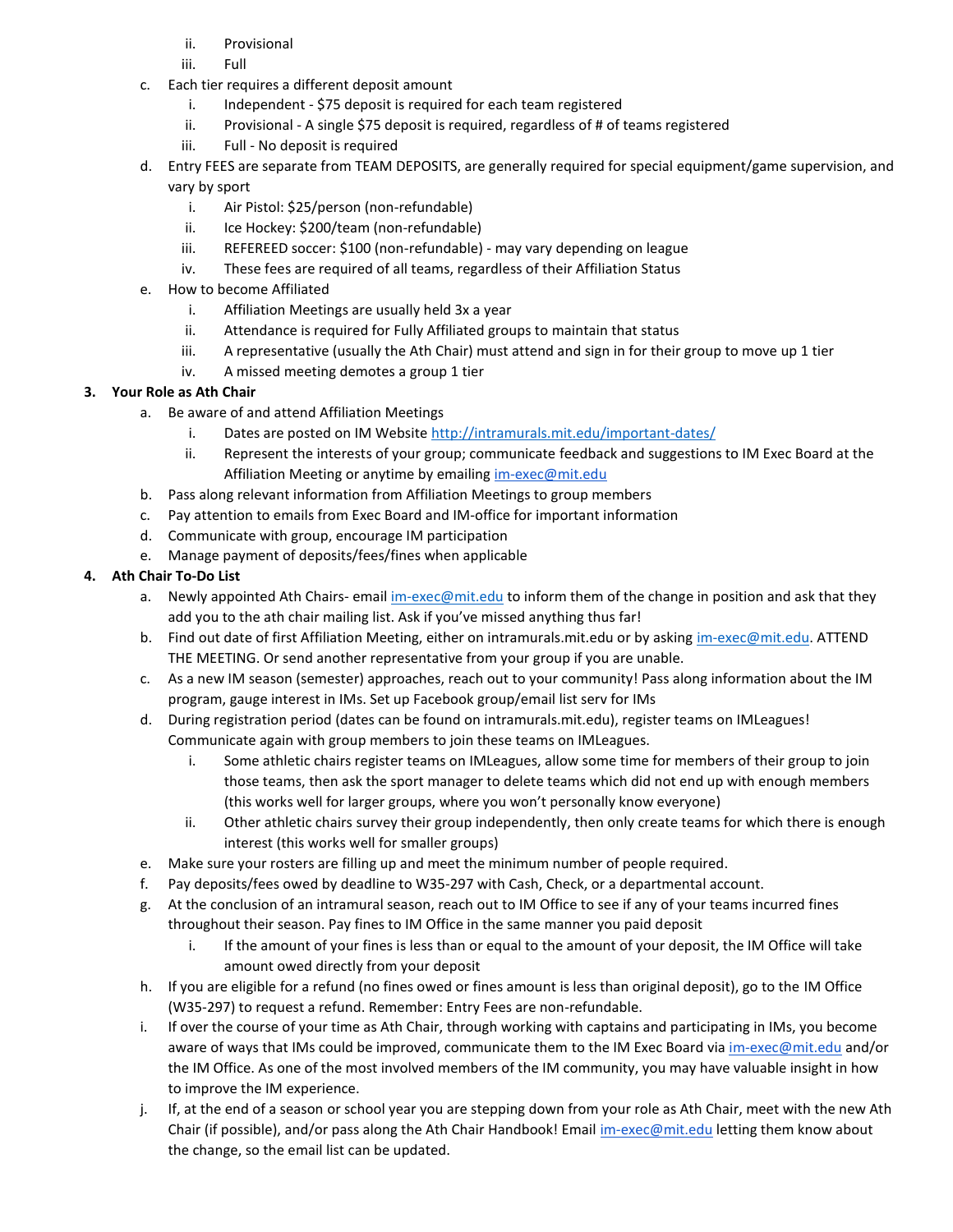ii. Provisional
   iii. Full

c. Each tier requires a different deposit amount
   i. Independent - $75 deposit is required for each team registered
   ii. Provisional - A single $75 deposit is required, regardless of # of teams registered
   iii. Full - No deposit is required

d. Entry FEES are separate from TEAM DEPOSITS, are generally required for special equipment/game supervision, and vary by sport
   i. Air Pistol: $25/person (non-refundable)
   ii. Ice Hockey: $200/team (non-refundable)
   iii. REFEREED soccer: $100 (non-refundable) - may vary depending on league
   iv. These fees are required of all teams, regardless of their Affiliation Status

e. How to become Affiliated
   i. Affiliation Meetings are usually held 3x a year
   ii. Attendance is required for Fully Affiliated groups to maintain that status
   iii. A representative (usually the Ath Chair) must attend and sign in for their group to move up 1 tier
   iv. A missed meeting demotes a group 1 tier

**3. Your Role as Ath Chair**

a. Be aware of and attend Affiliation Meetings
   i. Dates are posted on IM Website http://intramurals.mit.edu/important-dates/
   ii. Represent the interests of your group; communicate feedback and suggestions to IM Exec Board at the Affiliation Meeting or anytime by emailing im-exec@mit.edu

b. Pass along relevant information from Affiliation Meetings to group members

c. Pay attention to emails from Exec Board and IM-office for important information

d. Communicate with group, encourage IM participation

e. Manage payment of deposits/fees/fines when applicable

**4. Ath Chair To-Do List**

a. Newly appointed Ath Chairs- email im-exec@mit.edu to inform them of the change in position and ask that they add you to the ath chair mailing list. Ask if you've missed anything thus far!

b. Find out date of first Affiliation Meeting, either on intramurals.mit.edu or by asking im-exec@mit.edu. ATTEND THE MEETING. Or send another representative from your group if you are unable.

c. As a new IM season (semester) approaches, reach out to your community! Pass along information about the IM program, gauge interest in IMs. Set up Facebook group/email list serv for IMs

d. During registration period (dates can be found on intramurals.mit.edu), register teams on IMLeagues! Communicate again with group members to join these teams on IMLeagues.
   i. Some athletic chairs register teams on IMLeagues, allow some time for members of their group to join those teams, then ask the sport manager to delete teams which did not end up with enough members (this works well for larger groups, where you won't personally know everyone)
   ii. Other athletic chairs survey their group independently, then only create teams for which there is enough interest (this works well for smaller groups)

e. Make sure your rosters are filling up and meet the minimum number of people required.

f. Pay deposits/fees owed by deadline to W35-297 with Cash, Check, or a departmental account.

g. At the conclusion of an intramural season, reach out to IM Office to see if any of your teams incurred fines throughout their season. Pay fines to IM Office in the same manner you paid deposit
   i. If the amount of your fines is less than or equal to the amount of your deposit, the IM Office will take amount owed directly from your deposit

h. If you are eligible for a refund (no fines owed or fines amount is less than original deposit), go to the IM Office (W35-297) to request a refund. Remember: Entry Fees are non-refundable.

i. If over the course of your time as Ath Chair, through working with captains and participating in IMs, you become aware of ways that IMs could be improved, communicate them to the IM Exec Board via im-exec@mit.edu and/or the IM Office. As one of the most involved members of the IM community, you may have valuable insight in how to improve the IM experience.

j. If, at the end of a season or school year you are stepping down from your role as Ath Chair, meet with the new Ath Chair (if possible), and/or pass along the Ath Chair Handbook! Email im-exec@mit.edu letting them know about the change, so the email list can be updated.